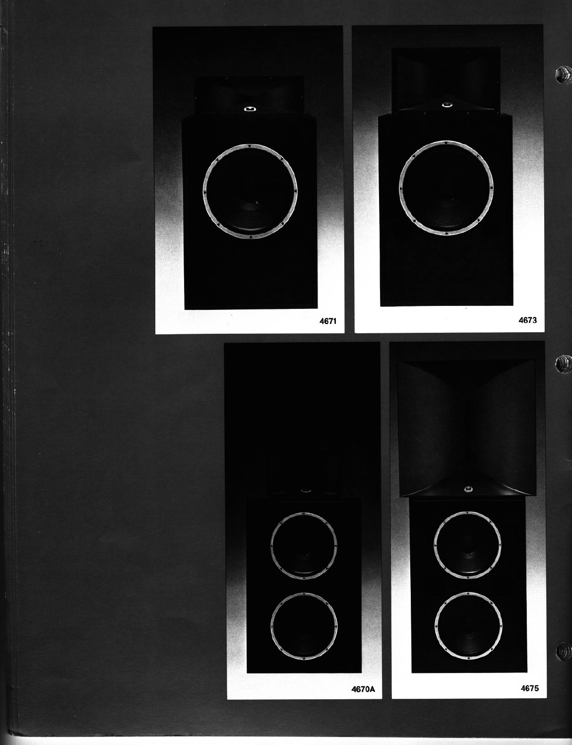4671

4673

4670A

4675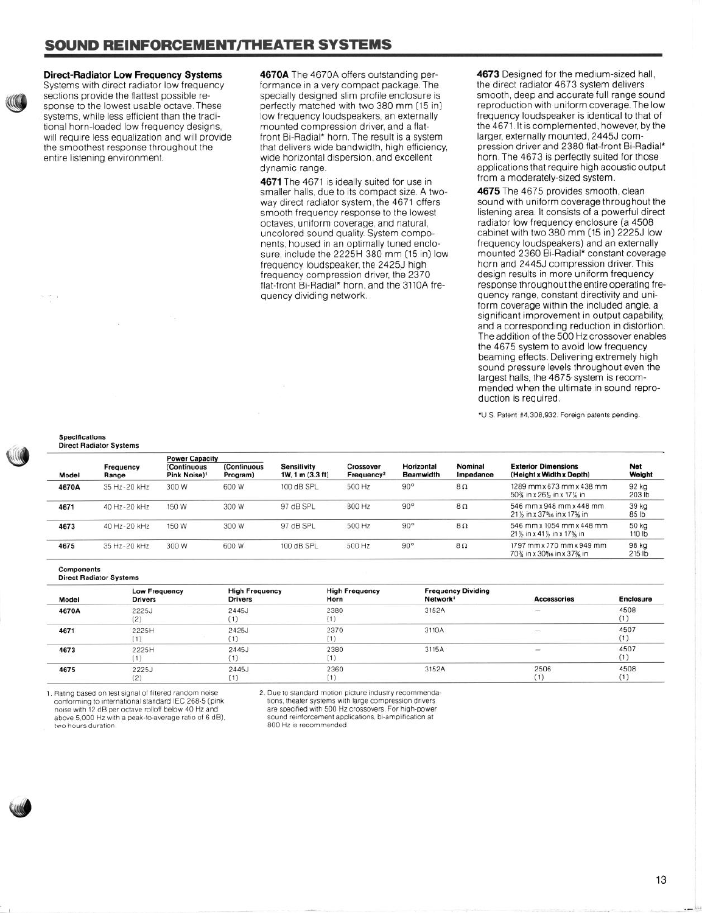# SOUND REINFORCEMENT/THEATER SYSTEMS

**Direct-Radiator Low Frequency Systems**
Systems with direct radiator low frequency sections provide the flattest possible response to the lowest usable octave. These systems, while less efficient than the traditional horn-loaded low frequency designs, will require less equalization and will provide the smoothest response throughout the entire listening environment.

**4670A** The 4670A offers outstanding performance in a very compact package. The specially designed slim profile enclosure is perfectly matched with two 380 mm (15 in) low frequency loudspeakers, an externally mounted compression driver, and a flat-front Bi-Radial* horn. The result is a system that delivers wide bandwidth, high efficiency, wide horizontal dispersion, and excellent dynamic range.

**4671** The 4671 is ideally suited for use in smaller halls, due to its compact size. A two-way direct radiator system, the 4671 offers smooth frequency response to the lowest octaves, uniform coverage, and natural, uncolored sound quality. System components, housed in an optimally tuned enclosure, include the 2225H 380 mm (15 in) low frequency loudspeaker, the 2425J high frequency compression driver, the 2370 flat-front Bi-Radial* horn, and the 3110A frequency dividing network.

**4673** Designed for the medium-sized hall, the direct radiator 4673 system delivers smooth, deep and accurate full range sound reproduction with uniform coverage. The low frequency loudspeaker is identical to that of the 4671. It is complemented, however, by the larger, externally mounted, 2445J compression driver and 2380 flat-front Bi-Radial* horn. The 4673 is perfectly suited for those applications that require high acoustic output from a moderately-sized system.

**4675** The 4675 provides smooth, clean sound with uniform coverage throughout the listening area. It consists of a powerful direct radiator low frequency enclosure (a 4508 cabinet with two 380 mm (15 in) 2225J low frequency loudspeakers) and an externally mounted 2360 Bi-Radial* constant coverage horn and 2445J compression driver. This design results in more uniform frequency response throughout the entire operating frequency range, constant directivity and uniform coverage within the included angle, a significant improvement in output capability, and a corresponding reduction in distortion. The addition of the 500 Hz crossover enables the 4675 system to avoid low frequency beaming effects. Delivering extremely high sound pressure levels throughout even the largest halls, the 4675 system is recommended when the ultimate in sound reproduction is required.

*U.S. Patent #4,308,932. Foreign patents pending.

**Specifications**
**Direct Radiator Systems**

| Model | Frequency Range | Power Capacity (Continuous Pink Noise)[1] | Power Capacity (Continuous Program) | Sensitivity 1W, 1 m (3.3 ft) | Crossover Frequency[2] | Horizontal Beamwidth | Nominal Impedance | Exterior Dimensions (Height x Width x Depth) | Net Weight |
|---|---|---|---|---|---|---|---|---|---|
| **4670A** | 35 Hz-20 kHz | 300 W | 600 W | 100 dB SPL | 500 Hz | 90° | 8 Ω | 1289 mm x 673 mm x 438 mm<br>50¾ in x 26½ in x 17¼ in | 92 kg<br>203 lb |
| **4671** | 40 Hz-20 kHz | 150 W | 300 W | 97 dB SPL | 800 Hz | 90° | 8 Ω | 546 mm x 948 mm x 448 mm<br>21½ in x 37⁵⁄₁₆ in x 17⅝ in | 39 kg<br>85 lb |
| **4673** | 40 Hz-20 kHz | 150 W | 300 W | 97 dB SPL | 500 Hz | 90° | 8 Ω | 546 mm x 1054 mm x 448 mm<br>21½ in x 41½ in x 17⅝ in | 50 kg<br>110 lb |
| **4675** | 35 Hz-20 kHz | 300 W | 600 W | 100 dB SPL | 500 Hz | 90° | 8 Ω | 1797 mm x 770 mm x 949 mm<br>70¾ in x 30⁵⁄₁₆ in x 37⅜ in | 98 kg<br>215 lb |

**Components**
**Direct Radiator Systems**

| Model | Low Frequency Drivers | High Frequency Drivers | High Frequency Horn | Frequency Dividing Network[1] | Accessories | Enclosure |
|---|---|---|---|---|---|---|
| **4670A** | 2225J (2) | 2445J (1) | 2380 (1) | 3152A | — | 4508 (1) |
| **4671** | 2225H (1) | 2425J (1) | 2370 (1) | 3110A | — | 4507 (1) |
| **4673** | 2225H (1) | 2445J (1) | 2380 (1) | 3115A | — | 4507 (1) |
| **4675** | 2225J (2) | 2445J (1) | 2360 (1) | 3152A | 2506 (1) | 4508 (1) |

1. Rating based on test signal of filtered random noise conforming to international standard IEC 268-5 (pink noise with 12 dB per octave rolloff below 40 Hz and above 5,000 Hz with a peak-to-average ratio of 6 dB), two hours duration.

2. Due to standard motion picture industry recommendations, theater systems with large compression drivers are specified with 500 Hz crossovers. For high-power sound reinforcement applications, bi-amplification at 800 Hz is recommended.